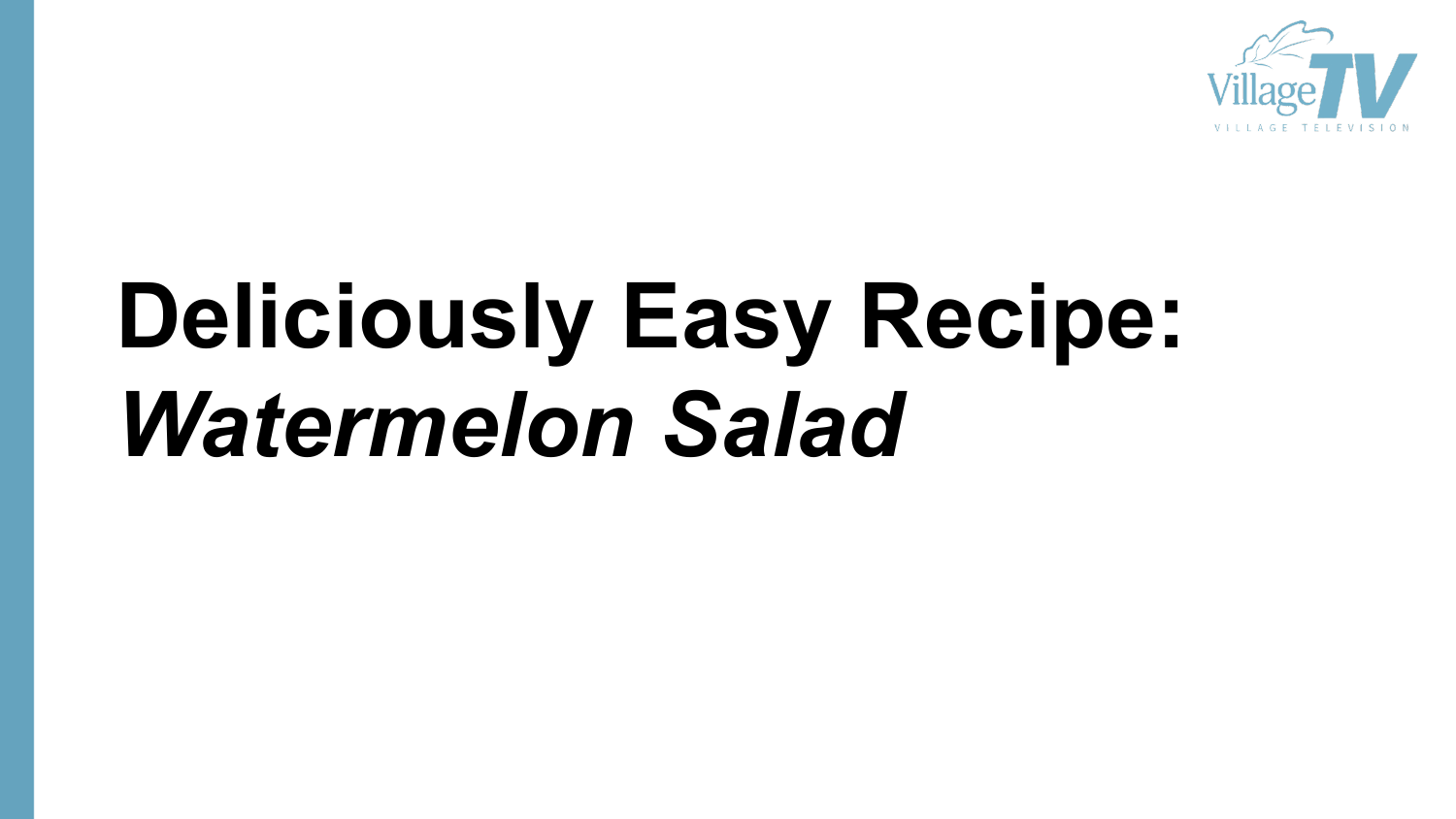# Deliciously Easy Recipe: *Watermelon Salad*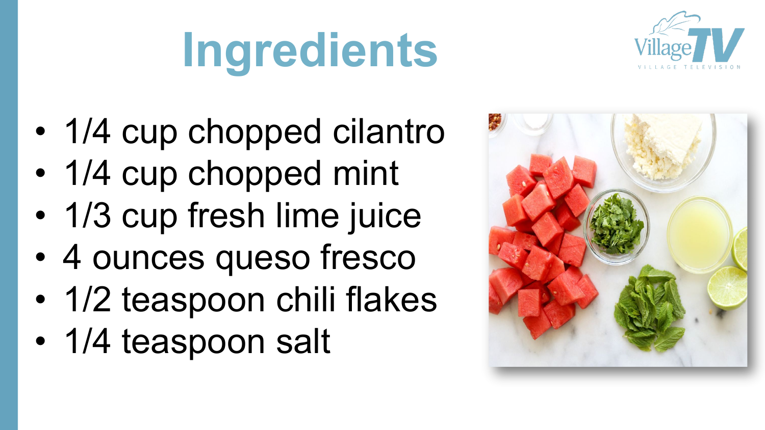# Ingredients

- 1/4 cup chopped cilantro
- 1/4 cup chopped mint
- 1/3 cup fresh lime juice
- 4 ounces queso fresco
- 1/2 teaspoon chili flakes
- 1/4 teaspoon salt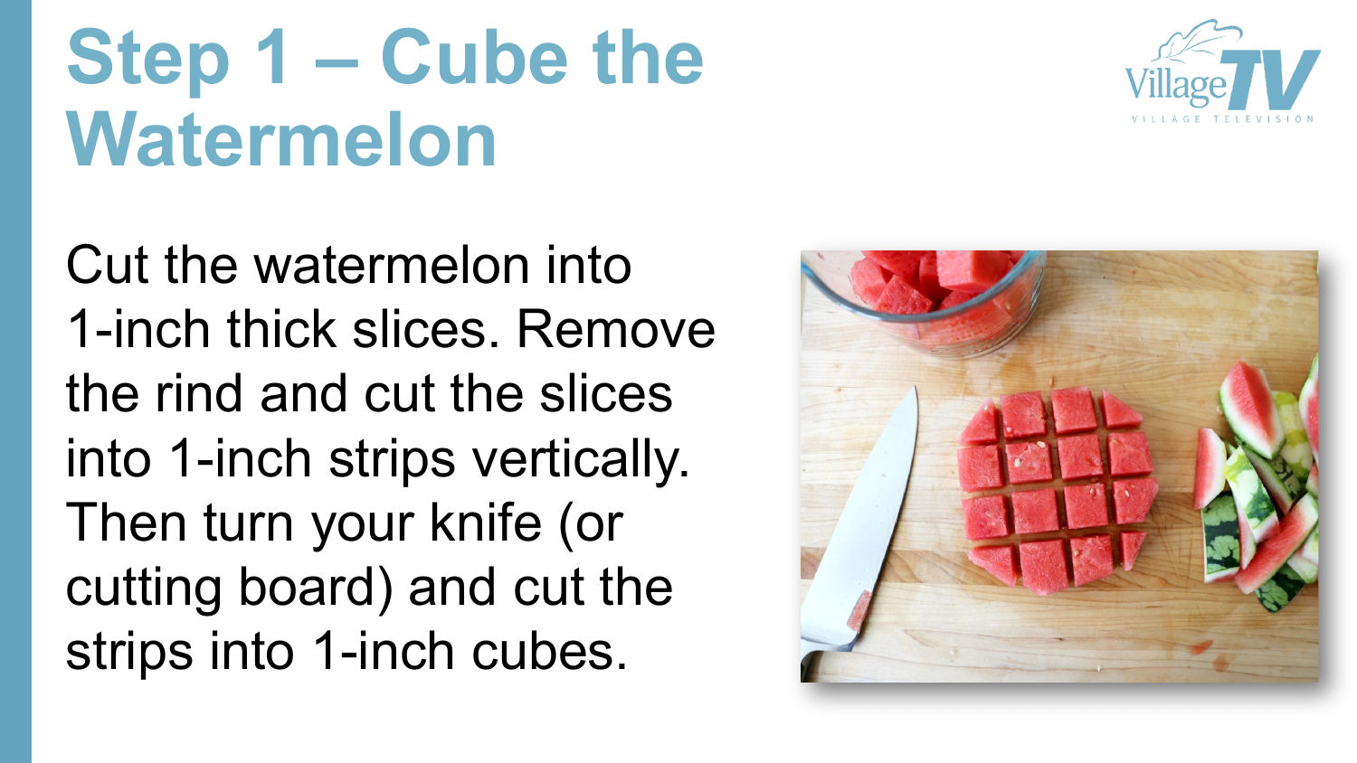# Step 1 – Cube the Watermelon

Cut the watermelon into 1-inch thick slices. Remove the rind and cut the slices into 1-inch strips vertically. Then turn your knife (or cutting board) and cut the strips into 1-inch cubes.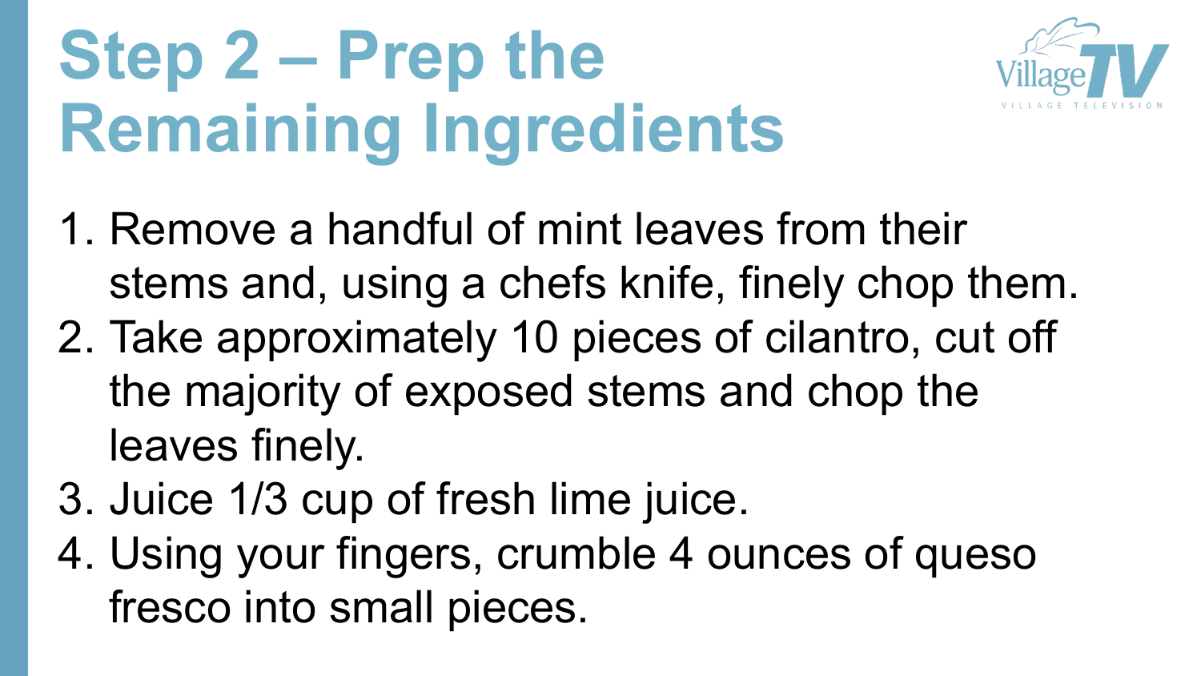# Step 2 – Prep the Remaining Ingredients

1. Remove a handful of mint leaves from their stems and, using a chefs knife, finely chop them.
2. Take approximately 10 pieces of cilantro, cut off the majority of exposed stems and chop the leaves finely.
3. Juice 1/3 cup of fresh lime juice.
4. Using your fingers, crumble 4 ounces of queso fresco into small pieces.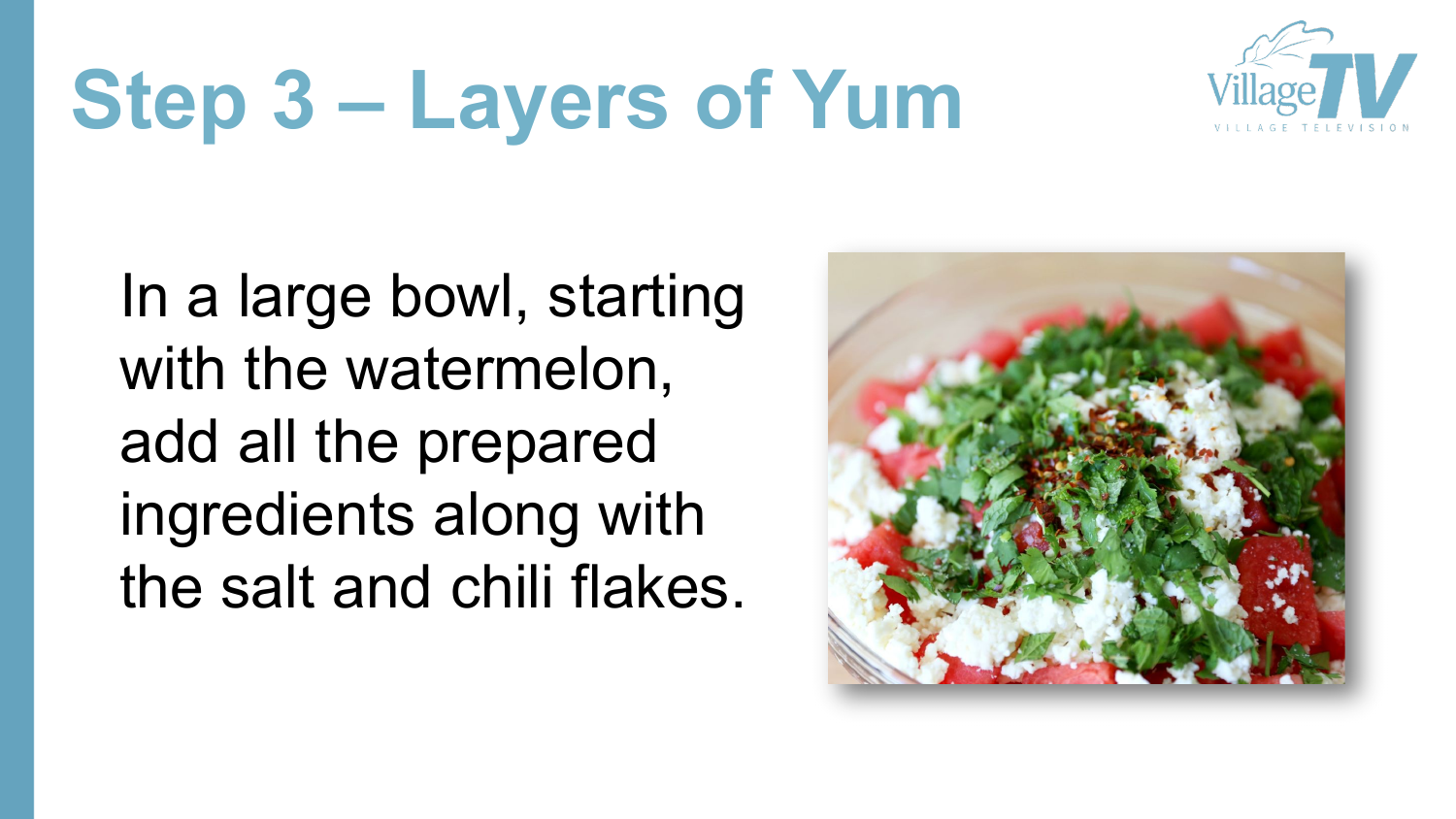# Step 3 – Layers of Yum

In a large bowl, starting with the watermelon, add all the prepared ingredients along with the salt and chili flakes.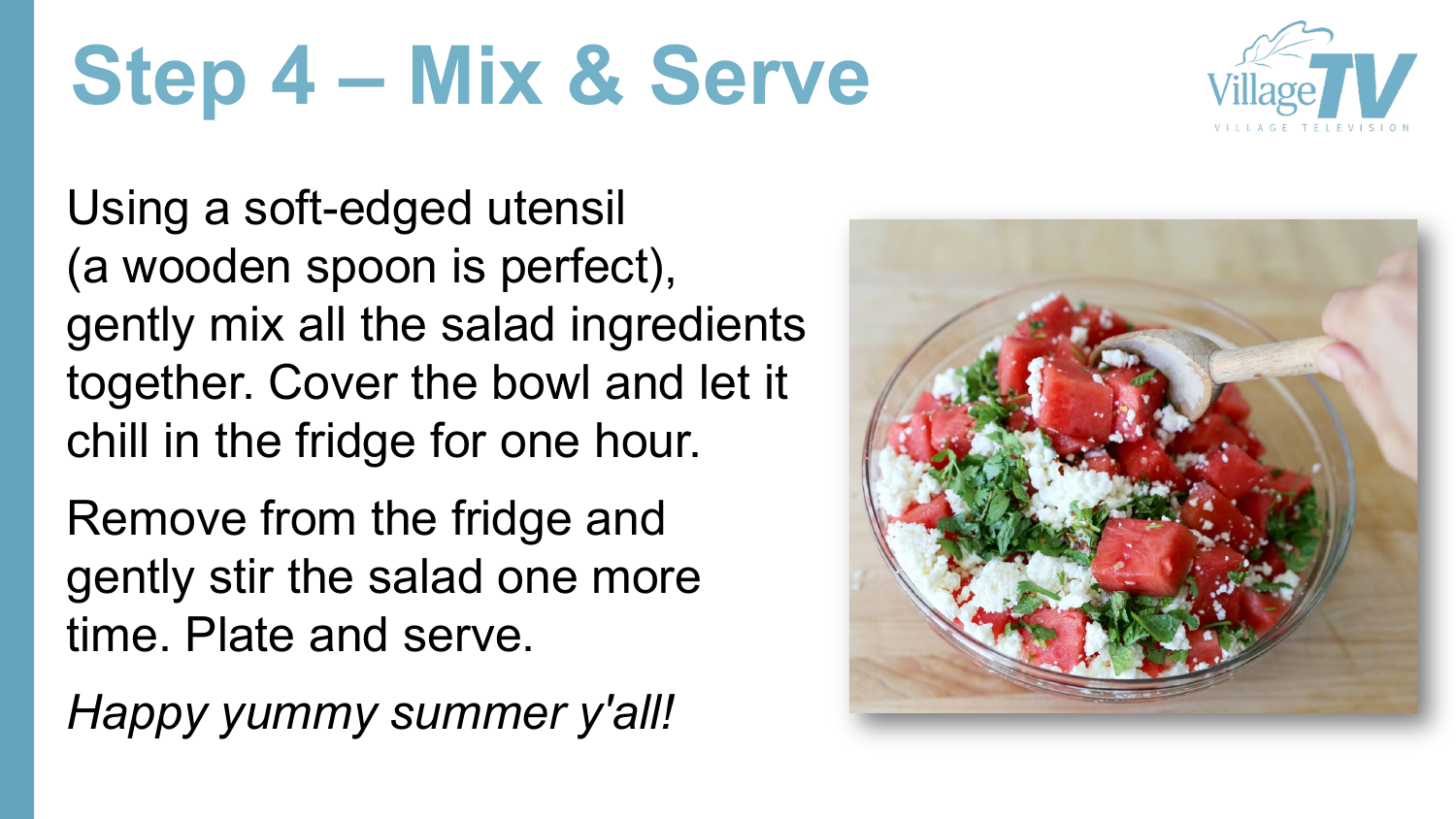# Step 4 – Mix & Serve

Using a soft-edged utensil (a wooden spoon is perfect), gently mix all the salad ingredients together. Cover the bowl and let it chill in the fridge for one hour.

Remove from the fridge and gently stir the salad one more time. Plate and serve.

*Happy yummy summer y'all!*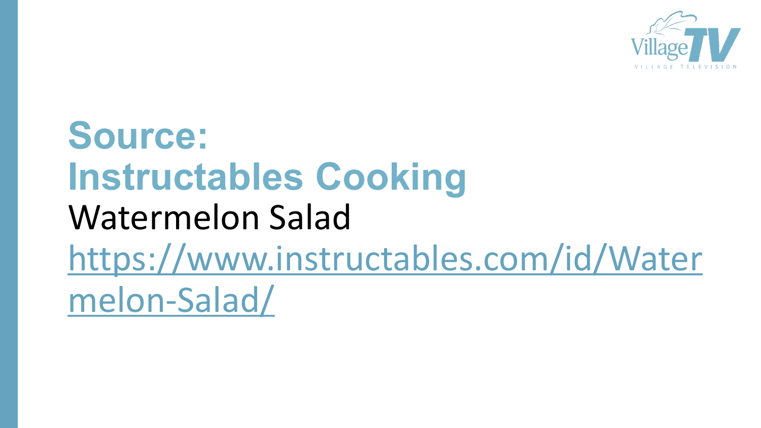# Source:
# Instructables Cooking

Watermelon Salad

https://www.instructables.com/id/Watermelon-Salad/